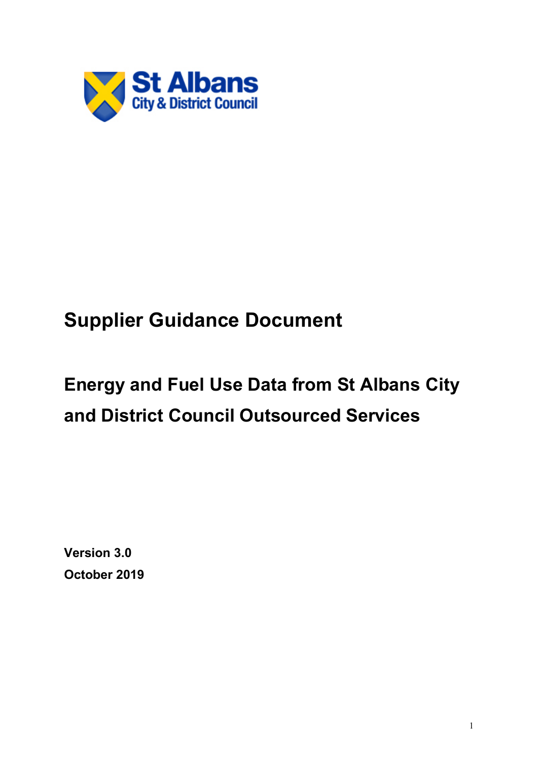St Albans City & District Council

# Supplier Guidance Document

## Energy and Fuel Use Data from St Albans City and District Council Outsourced Services

**Version 3.0**
**October 2019**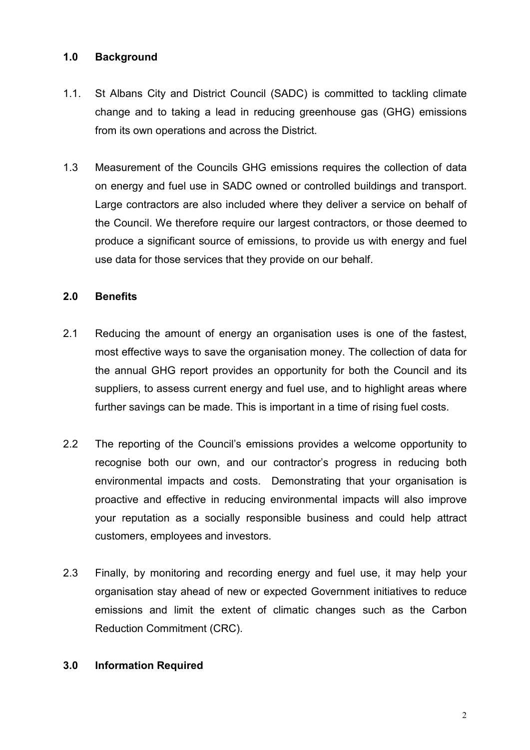## 1.0 Background

1.1. St Albans City and District Council (SADC) is committed to tackling climate change and to taking a lead in reducing greenhouse gas (GHG) emissions from its own operations and across the District.

1.3 Measurement of the Councils GHG emissions requires the collection of data on energy and fuel use in SADC owned or controlled buildings and transport. Large contractors are also included where they deliver a service on behalf of the Council. We therefore require our largest contractors, or those deemed to produce a significant source of emissions, to provide us with energy and fuel use data for those services that they provide on our behalf.

## 2.0 Benefits

2.1 Reducing the amount of energy an organisation uses is one of the fastest, most effective ways to save the organisation money. The collection of data for the annual GHG report provides an opportunity for both the Council and its suppliers, to assess current energy and fuel use, and to highlight areas where further savings can be made. This is important in a time of rising fuel costs.

2.2 The reporting of the Council's emissions provides a welcome opportunity to recognise both our own, and our contractor's progress in reducing both environmental impacts and costs. Demonstrating that your organisation is proactive and effective in reducing environmental impacts will also improve your reputation as a socially responsible business and could help attract customers, employees and investors.

2.3 Finally, by monitoring and recording energy and fuel use, it may help your organisation stay ahead of new or expected Government initiatives to reduce emissions and limit the extent of climatic changes such as the Carbon Reduction Commitment (CRC).

## 3.0 Information Required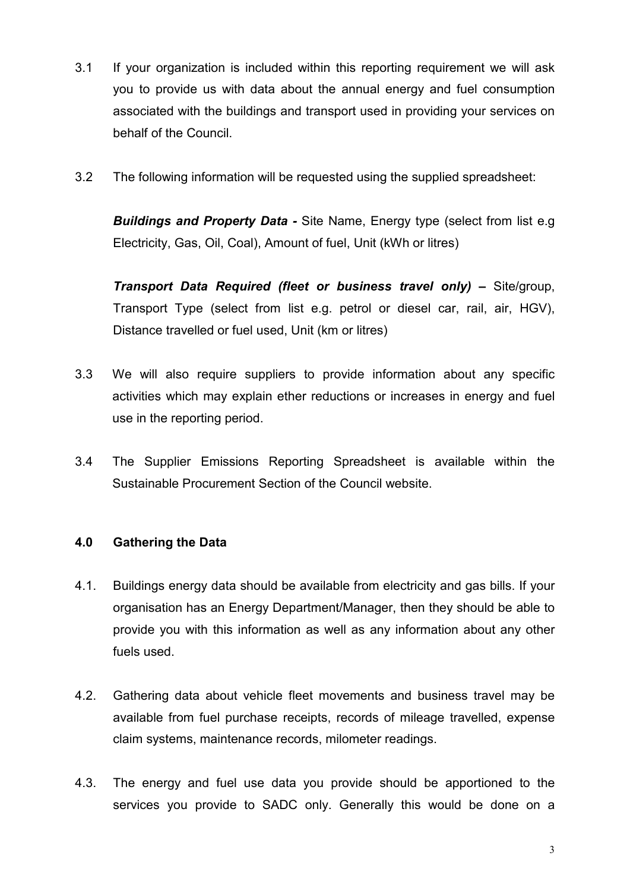3.1 If your organization is included within this reporting requirement we will ask you to provide us with data about the annual energy and fuel consumption associated with the buildings and transport used in providing your services on behalf of the Council.

3.2 The following information will be requested using the supplied spreadsheet:

***Buildings and Property Data -*** Site Name, Energy type (select from list e.g Electricity, Gas, Oil, Coal), Amount of fuel, Unit (kWh or litres)

***Transport Data Required (fleet or business travel only) –*** Site/group, Transport Type (select from list e.g. petrol or diesel car, rail, air, HGV), Distance travelled or fuel used, Unit (km or litres)

3.3 We will also require suppliers to provide information about any specific activities which may explain ether reductions or increases in energy and fuel use in the reporting period.

3.4 The Supplier Emissions Reporting Spreadsheet is available within the Sustainable Procurement Section of the Council website.

## 4.0 Gathering the Data

4.1. Buildings energy data should be available from electricity and gas bills. If your organisation has an Energy Department/Manager, then they should be able to provide you with this information as well as any information about any other fuels used.

4.2. Gathering data about vehicle fleet movements and business travel may be available from fuel purchase receipts, records of mileage travelled, expense claim systems, maintenance records, milometer readings.

4.3. The energy and fuel use data you provide should be apportioned to the services you provide to SADC only. Generally this would be done on a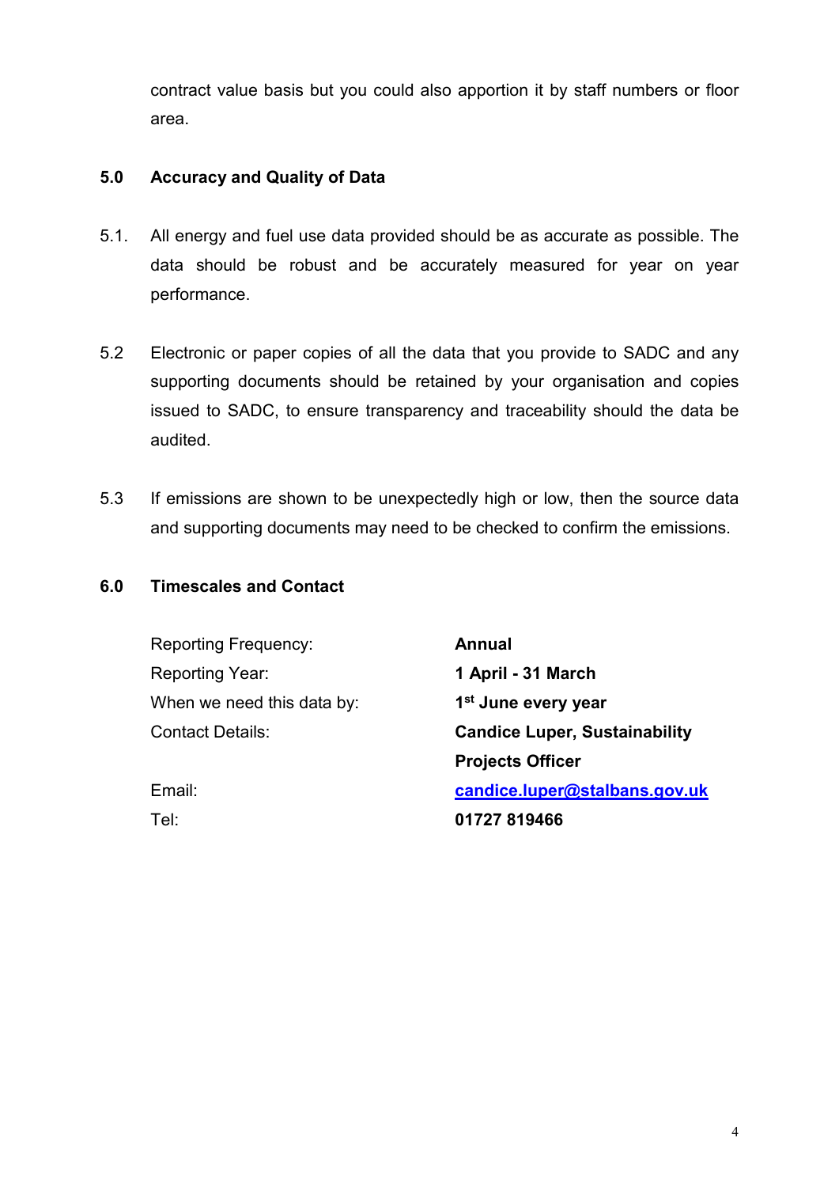contract value basis but you could also apportion it by staff numbers or floor area.

## 5.0 Accuracy and Quality of Data

5.1. All energy and fuel use data provided should be as accurate as possible. The data should be robust and be accurately measured for year on year performance.

5.2 Electronic or paper copies of all the data that you provide to SADC and any supporting documents should be retained by your organisation and copies issued to SADC, to ensure transparency and traceability should the data be audited.

5.3 If emissions are shown to be unexpectedly high or low, then the source data and supporting documents may need to be checked to confirm the emissions.

## 6.0 Timescales and Contact

| | |
|---|---|
| Reporting Frequency: | **Annual** |
| Reporting Year: | **1 April - 31 March** |
| When we need this data by: | **1st June every year** |
| Contact Details: | **Candice Luper, Sustainability Projects Officer** |
| Email: | **candice.luper@stalbans.gov.uk** |
| Tel: | **01727 819466** |